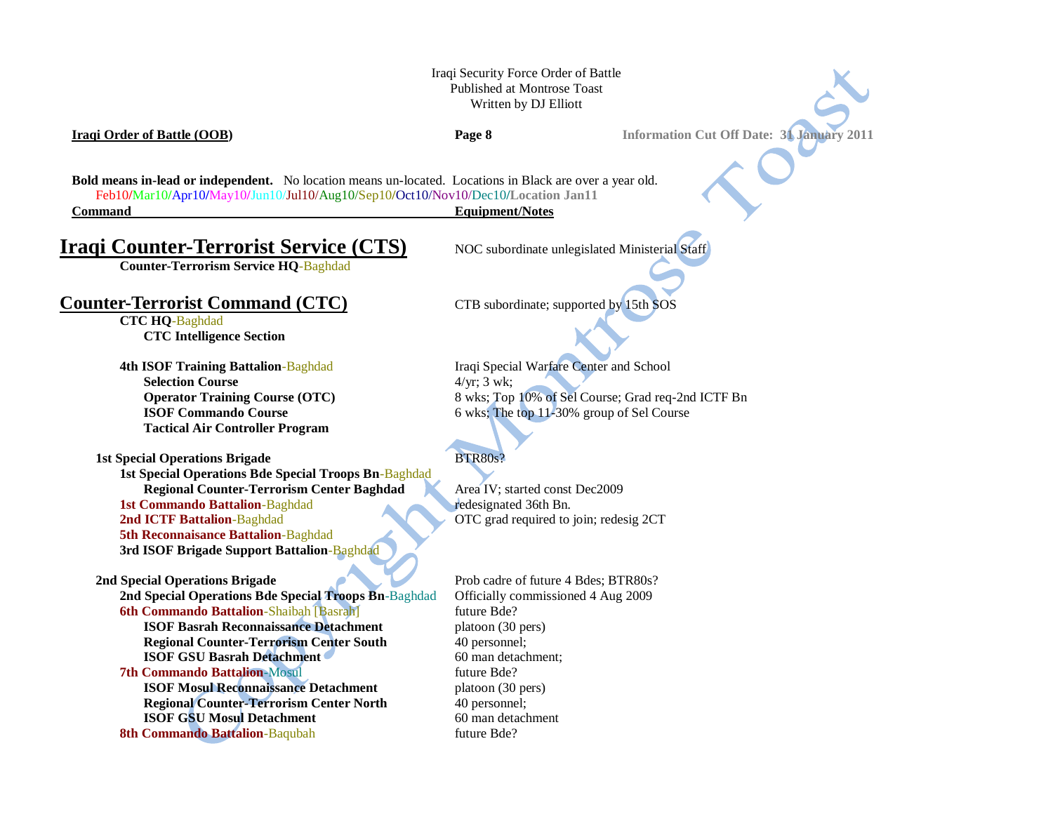Iraqi Security Force Order of Battle
Published at Montrose Toast
Written by DJ Elliott

**Iraqi Order of Battle (OOB)** — **Information Cut Off Date: 31 January 2011**

**Bold means in-lead or independent.** No location means un-located. Locations in Black are over a year old.
Feb10/Mar10/Apr10/May10/Jun10/Jul10/Aug10/Sep10/Oct10/Nov10/Dec10/**Location Jan11**

| Command | Equipment/Notes |
|---|---|
| **Iraqi Counter-Terrorist Service (CTS)** | NOC subordinate unlegislated Ministerial Staff |
| **Counter-Terrorism Service HQ**-Baghdad | |
| | |
| **Counter-Terrorist Command (CTC)** | CTB subordinate; supported by 15th SOS |
| **CTC HQ**-Baghdad | |
| **CTC Intelligence Section** | |
| | |
| **4th ISOF Training Battalion**-Baghdad | Iraqi Special Warfare Center and School |
| **Selection Course** | 4/yr; 3 wk; |
| **Operator Training Course (OTC)** | 8 wks; Top 10% of Sel Course; Grad req-2nd ICTF Bn |
| **ISOF Commando Course** | 6 wks; The top 11-30% group of Sel Course |
| **Tactical Air Controller Program** | |
| | |
| **1st Special Operations Brigade** | BTR80s? |
| **1st Special Operations Bde Special Troops Bn**-Baghdad | |
| **Regional Counter-Terrorism Center Baghdad** | Area IV; started const Dec2009 |
| **1st Commando Battalion**-Baghdad | redesignated 36th Bn. |
| **2nd ICTF Battalion**-Baghdad | OTC grad required to join; redesig 2CT |
| **5th Reconnaisance Battalion**-Baghdad | |
| **3rd ISOF Brigade Support Battalion**-Baghdad | |
| | |
| **2nd Special Operations Brigade** | Prob cadre of future 4 Bdes; BTR80s? |
| **2nd Special Operations Bde Special Troops Bn**-Baghdad | Officially commissioned 4 Aug 2009 |
| **6th Commando Battalion**-Shaibah [Basrah] | future Bde? |
| **ISOF Basrah Reconnaissance Detachment** | platoon (30 pers) |
| **Regional Counter-Terrorism Center South** | 40 personnel; |
| **ISOF GSU Basrah Detachment** | 60 man detachment; |
| **7th Commando Battalion**-Mosul | future Bde? |
| **ISOF Mosul Reconnaissance Detachment** | platoon (30 pers) |
| **Regional Counter-Terrorism Center North** | 40 personnel; |
| **ISOF GSU Mosul Detachment** | 60 man detachment |
| **8th Commando Battalion**-Baqubah | future Bde? |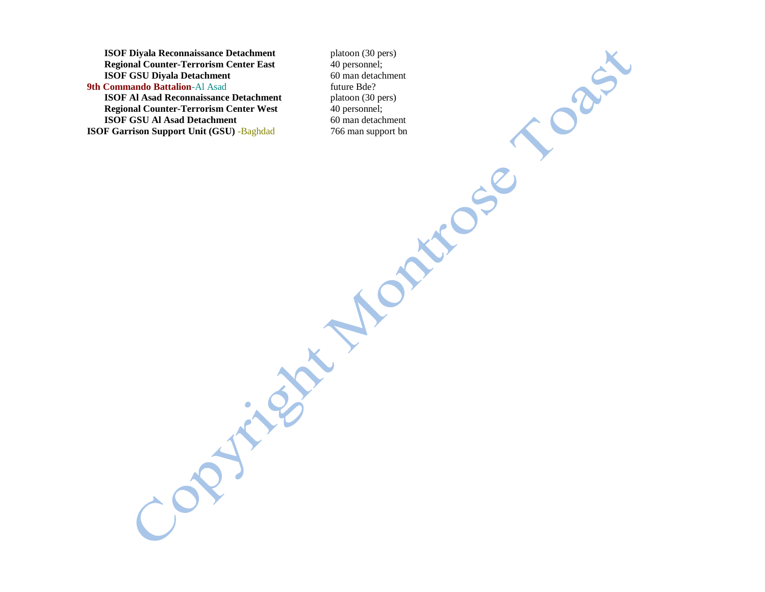| | |
|---|---|
| **ISOF Diyala Reconnaissance Detachment** | platoon (30 pers) |
| **Regional Counter-Terrorism Center East** | 40 personnel; |
| **ISOF GSU Diyala Detachment** | 60 man detachment |
| **9th Commando Battalion**-Al Asad | future Bde? |
| **ISOF Al Asad Reconnaissance Detachment** | platoon (30 pers) |
| **Regional Counter-Terrorism Center West** | 40 personnel; |
| **ISOF GSU Al Asad Detachment** | 60 man detachment |
| **ISOF Garrison Support Unit (GSU)** -Baghdad | 766 man support bn |

Copyright Montrose Toast